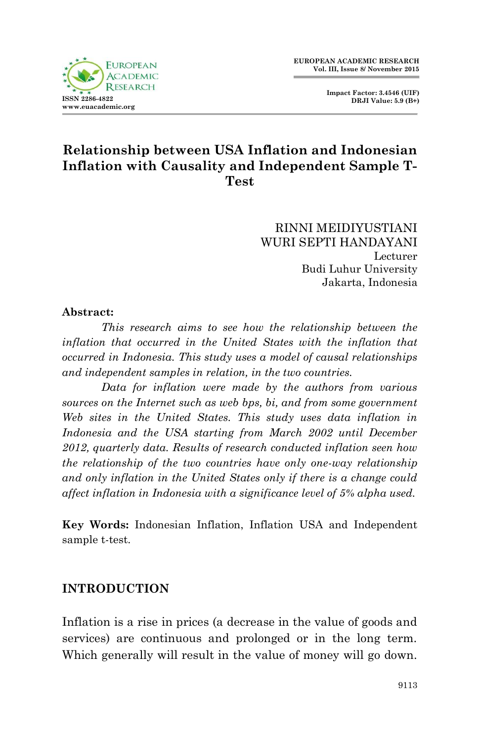# Relationship between USA Inflation and Indonesian Inflation with Causality and Independent Sample T-Test

RINNI MEIDIYUSTIANI
WURI SEPTI HANDAYANI
Lecturer
Budi Luhur University
Jakarta, Indonesia

**Abstract:**

*This research aims to see how the relationship between the inflation that occurred in the United States with the inflation that occurred in Indonesia. This study uses a model of causal relationships and independent samples in relation, in the two countries.*

*Data for inflation were made by the authors from various sources on the Internet such as web bps, bi, and from some government Web sites in the United States. This study uses data inflation in Indonesia and the USA starting from March 2002 until December 2012, quarterly data. Results of research conducted inflation seen how the relationship of the two countries have only one-way relationship and only inflation in the United States only if there is a change could affect inflation in Indonesia with a significance level of 5% alpha used.*

**Key Words:** Indonesian Inflation, Inflation USA and Independent sample t-test.

## INTRODUCTION

Inflation is a rise in prices (a decrease in the value of goods and services) are continuous and prolonged or in the long term. Which generally will result in the value of money will go down.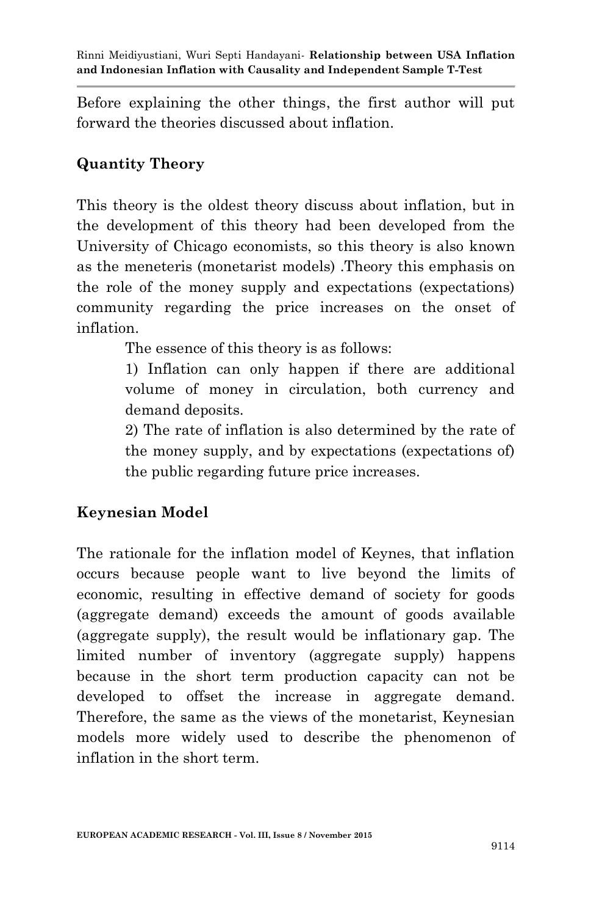Before explaining the other things, the first author will put forward the theories discussed about inflation.

## Quantity Theory

This theory is the oldest theory discuss about inflation, but in the development of this theory had been developed from the University of Chicago economists, so this theory is also known as the meneteris (monetarist models) .Theory this emphasis on the role of the money supply and expectations (expectations) community regarding the price increases on the onset of inflation.

The essence of this theory is as follows:

1) Inflation can only happen if there are additional volume of money in circulation, both currency and demand deposits.

2) The rate of inflation is also determined by the rate of the money supply, and by expectations (expectations of) the public regarding future price increases.

## Keynesian Model

The rationale for the inflation model of Keynes, that inflation occurs because people want to live beyond the limits of economic, resulting in effective demand of society for goods (aggregate demand) exceeds the amount of goods available (aggregate supply), the result would be inflationary gap. The limited number of inventory (aggregate supply) happens because in the short term production capacity can not be developed to offset the increase in aggregate demand. Therefore, the same as the views of the monetarist, Keynesian models more widely used to describe the phenomenon of inflation in the short term.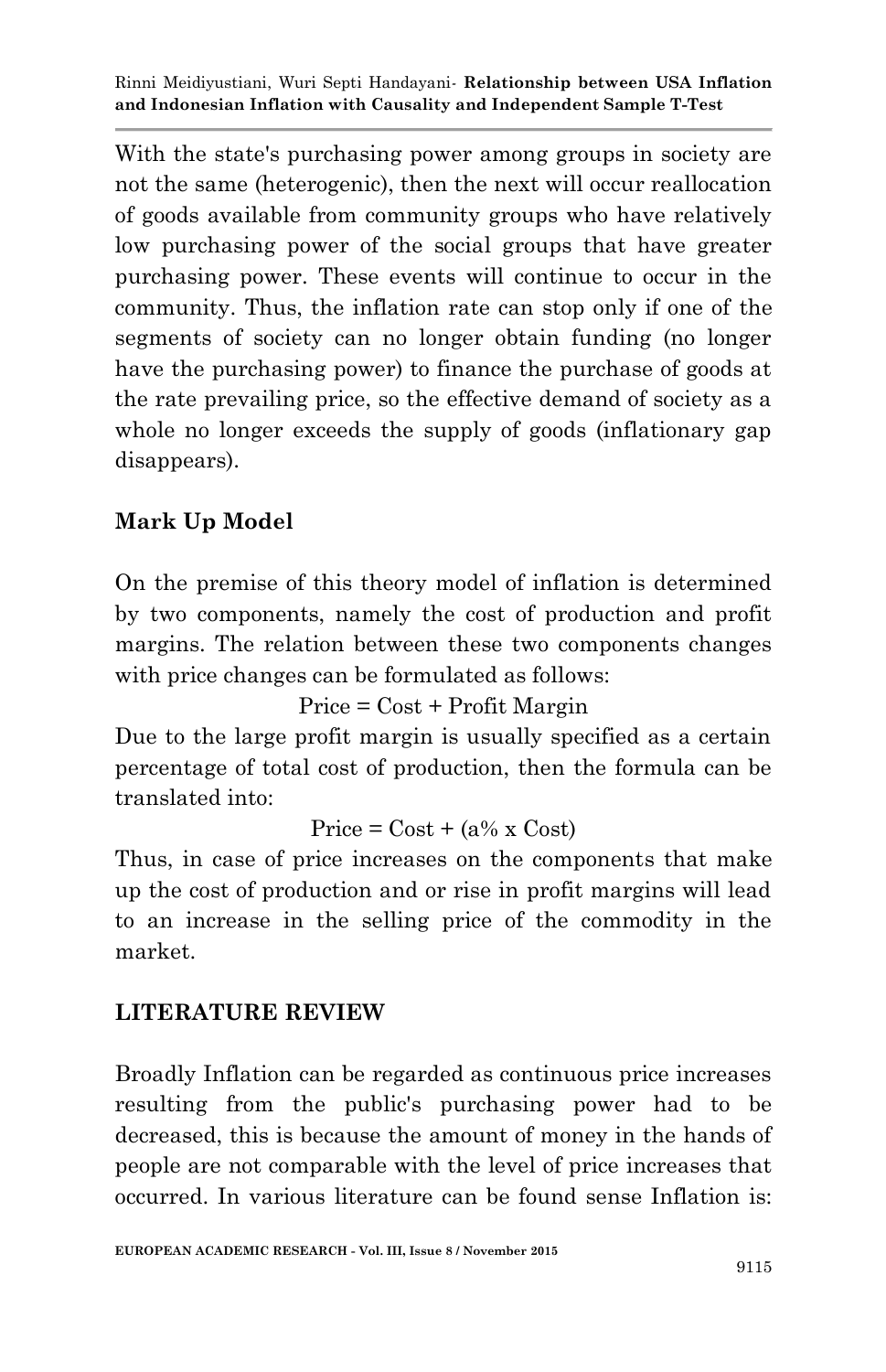With the state's purchasing power among groups in society are not the same (heterogenic), then the next will occur reallocation of goods available from community groups who have relatively low purchasing power of the social groups that have greater purchasing power. These events will continue to occur in the community. Thus, the inflation rate can stop only if one of the segments of society can no longer obtain funding (no longer have the purchasing power) to finance the purchase of goods at the rate prevailing price, so the effective demand of society as a whole no longer exceeds the supply of goods (inflationary gap disappears).

## Mark Up Model

On the premise of this theory model of inflation is determined by two components, namely the cost of production and profit margins. The relation between these two components changes with price changes can be formulated as follows:

$$\text{Price} = \text{Cost} + \text{Profit Margin}$$

Due to the large profit margin is usually specified as a certain percentage of total cost of production, then the formula can be translated into:

$$\text{Price} = \text{Cost} + (a\% \times \text{Cost})$$

Thus, in case of price increases on the components that make up the cost of production and or rise in profit margins will lead to an increase in the selling price of the commodity in the market.

## LITERATURE REVIEW

Broadly Inflation can be regarded as continuous price increases resulting from the public's purchasing power had to be decreased, this is because the amount of money in the hands of people are not comparable with the level of price increases that occurred. In various literature can be found sense Inflation is: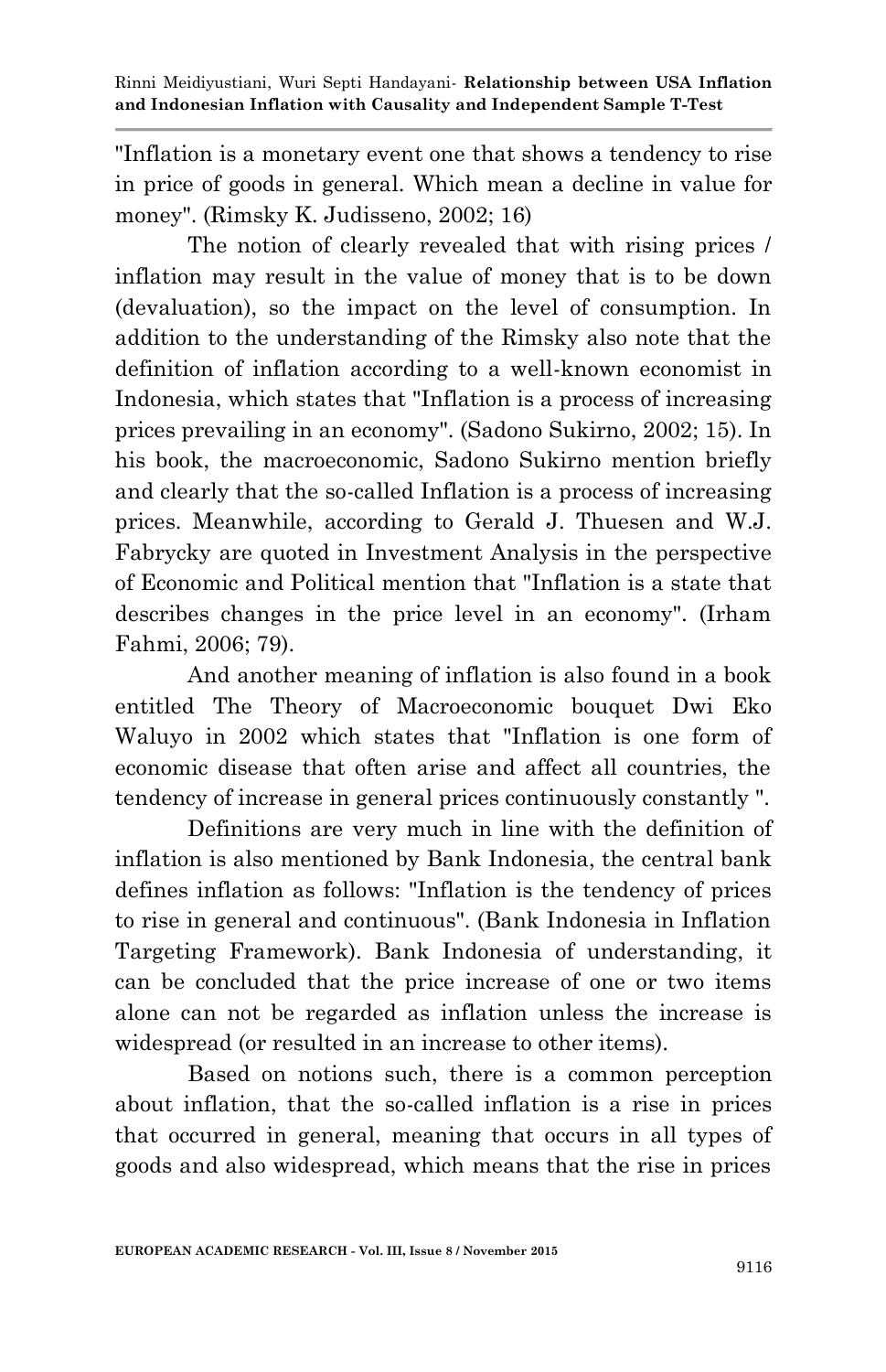"Inflation is a monetary event one that shows a tendency to rise in price of goods in general. Which mean a decline in value for money". (Rimsky K. Judisseno, 2002; 16)

The notion of clearly revealed that with rising prices / inflation may result in the value of money that is to be down (devaluation), so the impact on the level of consumption. In addition to the understanding of the Rimsky also note that the definition of inflation according to a well-known economist in Indonesia, which states that "Inflation is a process of increasing prices prevailing in an economy". (Sadono Sukirno, 2002; 15). In his book, the macroeconomic, Sadono Sukirno mention briefly and clearly that the so-called Inflation is a process of increasing prices. Meanwhile, according to Gerald J. Thuesen and W.J. Fabrycky are quoted in Investment Analysis in the perspective of Economic and Political mention that "Inflation is a state that describes changes in the price level in an economy". (Irham Fahmi, 2006; 79).

And another meaning of inflation is also found in a book entitled The Theory of Macroeconomic bouquet Dwi Eko Waluyo in 2002 which states that "Inflation is one form of economic disease that often arise and affect all countries, the tendency of increase in general prices continuously constantly ".

Definitions are very much in line with the definition of inflation is also mentioned by Bank Indonesia, the central bank defines inflation as follows: "Inflation is the tendency of prices to rise in general and continuous". (Bank Indonesia in Inflation Targeting Framework). Bank Indonesia of understanding, it can be concluded that the price increase of one or two items alone can not be regarded as inflation unless the increase is widespread (or resulted in an increase to other items).

Based on notions such, there is a common perception about inflation, that the so-called inflation is a rise in prices that occurred in general, meaning that occurs in all types of goods and also widespread, which means that the rise in prices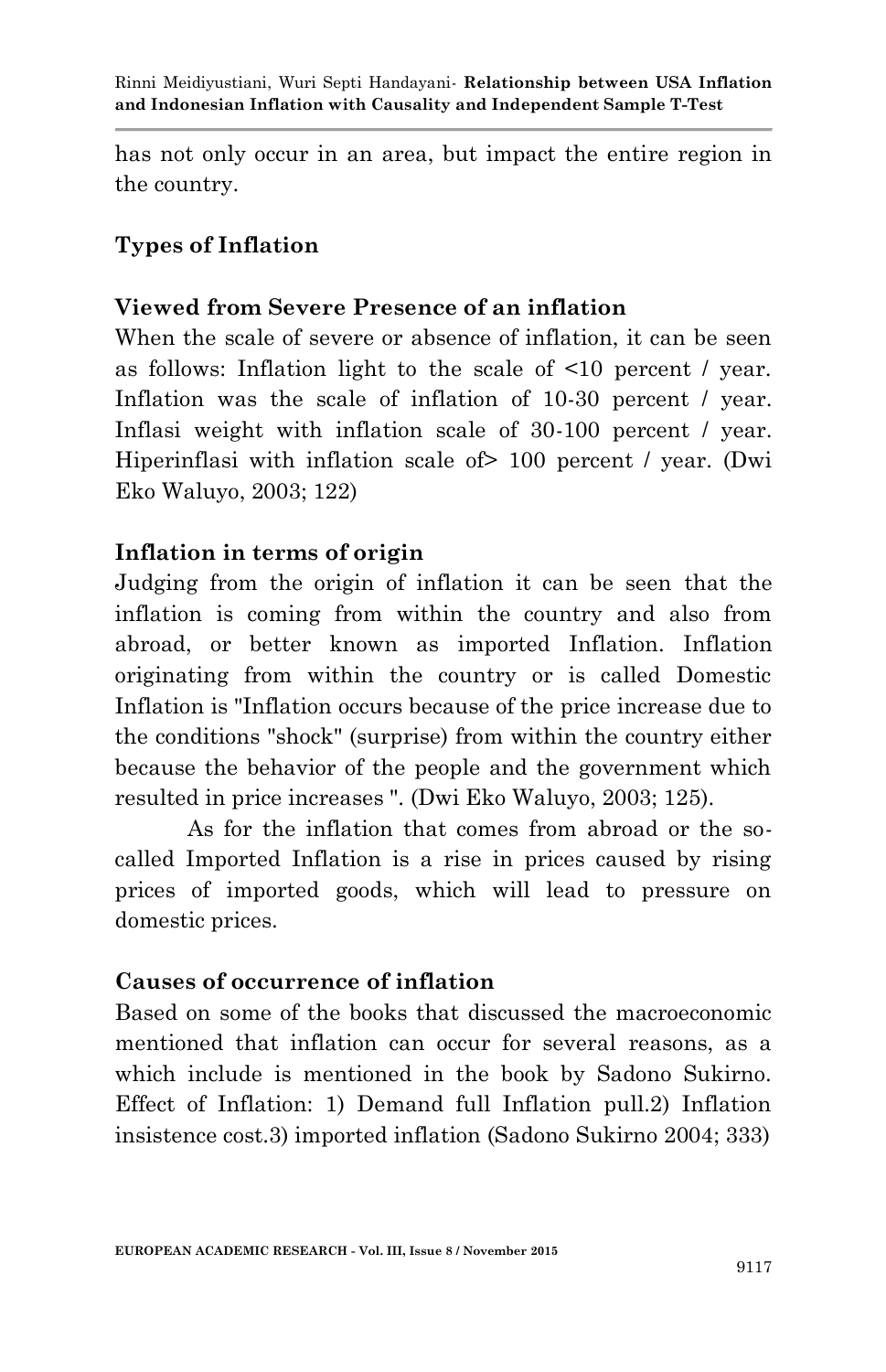has not only occur in an area, but impact the entire region in the country.

## Types of Inflation

### Viewed from Severe Presence of an inflation

When the scale of severe or absence of inflation, it can be seen as follows: Inflation light to the scale of <10 percent / year. Inflation was the scale of inflation of 10-30 percent / year. Inflasi weight with inflation scale of 30-100 percent / year. Hiperinflasi with inflation scale of> 100 percent / year. (Dwi Eko Waluyo, 2003; 122)

### Inflation in terms of origin

Judging from the origin of inflation it can be seen that the inflation is coming from within the country and also from abroad, or better known as imported Inflation. Inflation originating from within the country or is called Domestic Inflation is "Inflation occurs because of the price increase due to the conditions "shock" (surprise) from within the country either because the behavior of the people and the government which resulted in price increases ". (Dwi Eko Waluyo, 2003; 125).

As for the inflation that comes from abroad or the so-called Imported Inflation is a rise in prices caused by rising prices of imported goods, which will lead to pressure on domestic prices.

### Causes of occurrence of inflation

Based on some of the books that discussed the macroeconomic mentioned that inflation can occur for several reasons, as a which include is mentioned in the book by Sadono Sukirno. Effect of Inflation: 1) Demand full Inflation pull.2) Inflation insistence cost.3) imported inflation (Sadono Sukirno 2004; 333)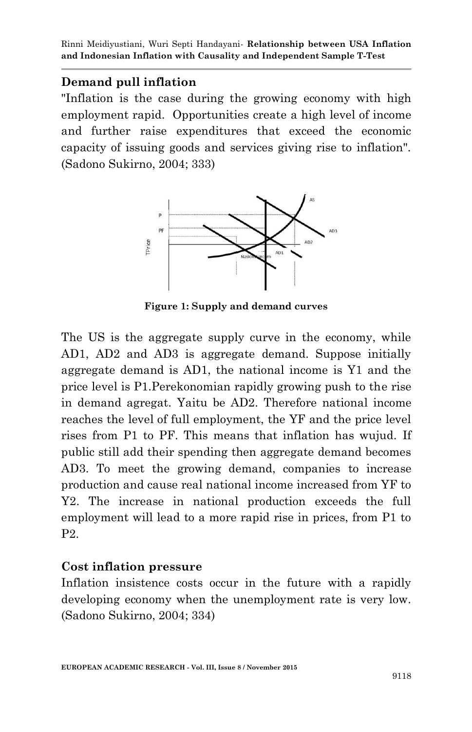## Demand pull inflation

"Inflation is the case during the growing economy with high employment rapid. Opportunities create a high level of income and further raise expenditures that exceed the economic capacity of issuing goods and services giving rise to inflation". (Sadono Sukirno, 2004; 333)

**Figure 1: Supply and demand curves**

The US is the aggregate supply curve in the economy, while AD1, AD2 and AD3 is aggregate demand. Suppose initially aggregate demand is AD1, the national income is Y1 and the price level is P1.Perekonomian rapidly growing push to the rise in demand agregat. Yaitu be AD2. Therefore national income reaches the level of full employment, the YF and the price level rises from P1 to PF. This means that inflation has wujud. If public still add their spending then aggregate demand becomes AD3. To meet the growing demand, companies to increase production and cause real national income increased from YF to Y2. The increase in national production exceeds the full employment will lead to a more rapid rise in prices, from P1 to P2.

## Cost inflation pressure

Inflation insistence costs occur in the future with a rapidly developing economy when the unemployment rate is very low. (Sadono Sukirno, 2004; 334)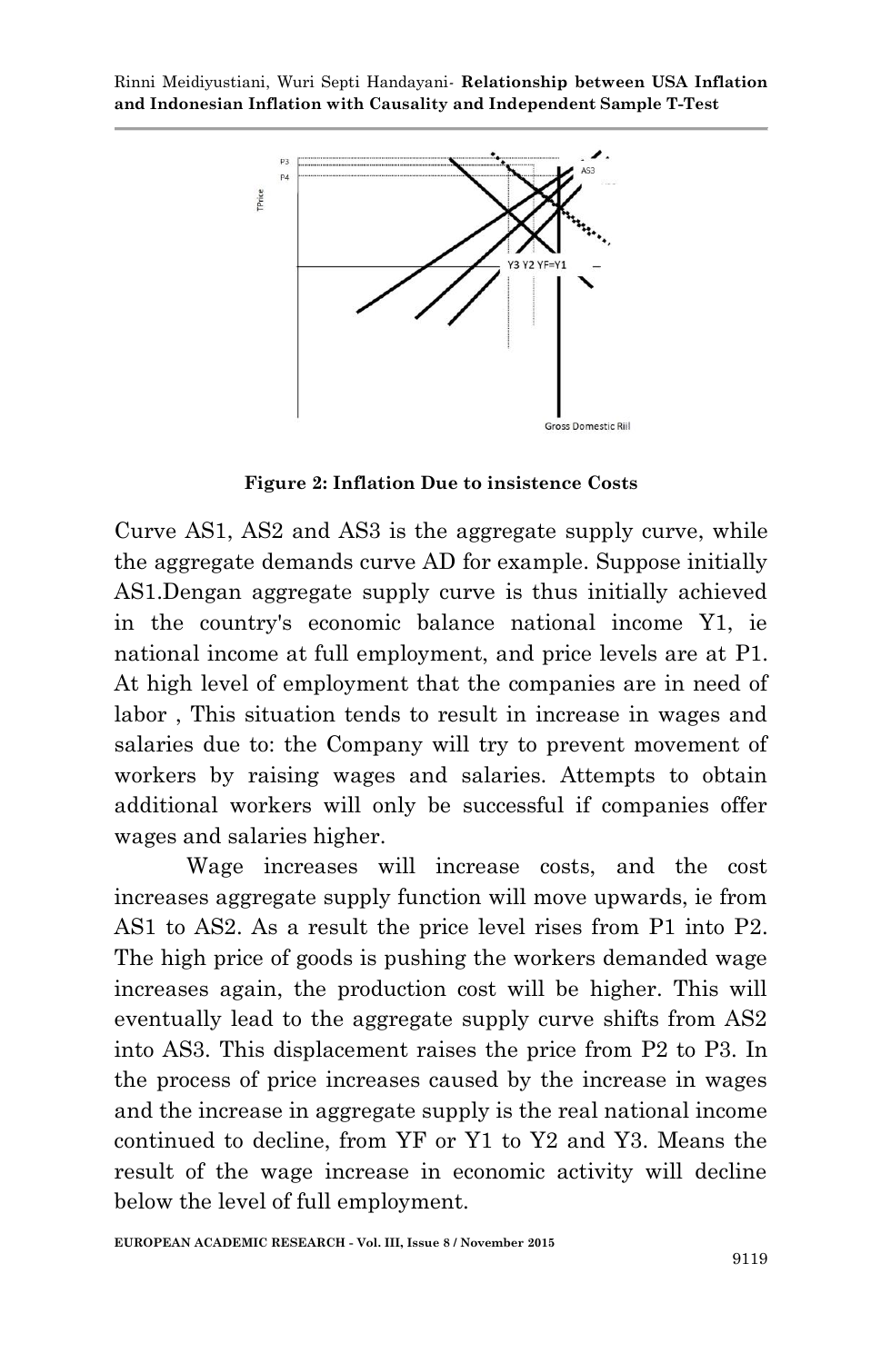**Figure 2: Inflation Due to insistence Costs**

Curve AS1, AS2 and AS3 is the aggregate supply curve, while the aggregate demands curve AD for example. Suppose initially AS1.Dengan aggregate supply curve is thus initially achieved in the country's economic balance national income Y1, ie national income at full employment, and price levels are at P1. At high level of employment that the companies are in need of labor , This situation tends to result in increase in wages and salaries due to: the Company will try to prevent movement of workers by raising wages and salaries. Attempts to obtain additional workers will only be successful if companies offer wages and salaries higher.

Wage increases will increase costs, and the cost increases aggregate supply function will move upwards, ie from AS1 to AS2. As a result the price level rises from P1 into P2. The high price of goods is pushing the workers demanded wage increases again, the production cost will be higher. This will eventually lead to the aggregate supply curve shifts from AS2 into AS3. This displacement raises the price from P2 to P3. In the process of price increases caused by the increase in wages and the increase in aggregate supply is the real national income continued to decline, from YF or Y1 to Y2 and Y3. Means the result of the wage increase in economic activity will decline below the level of full employment.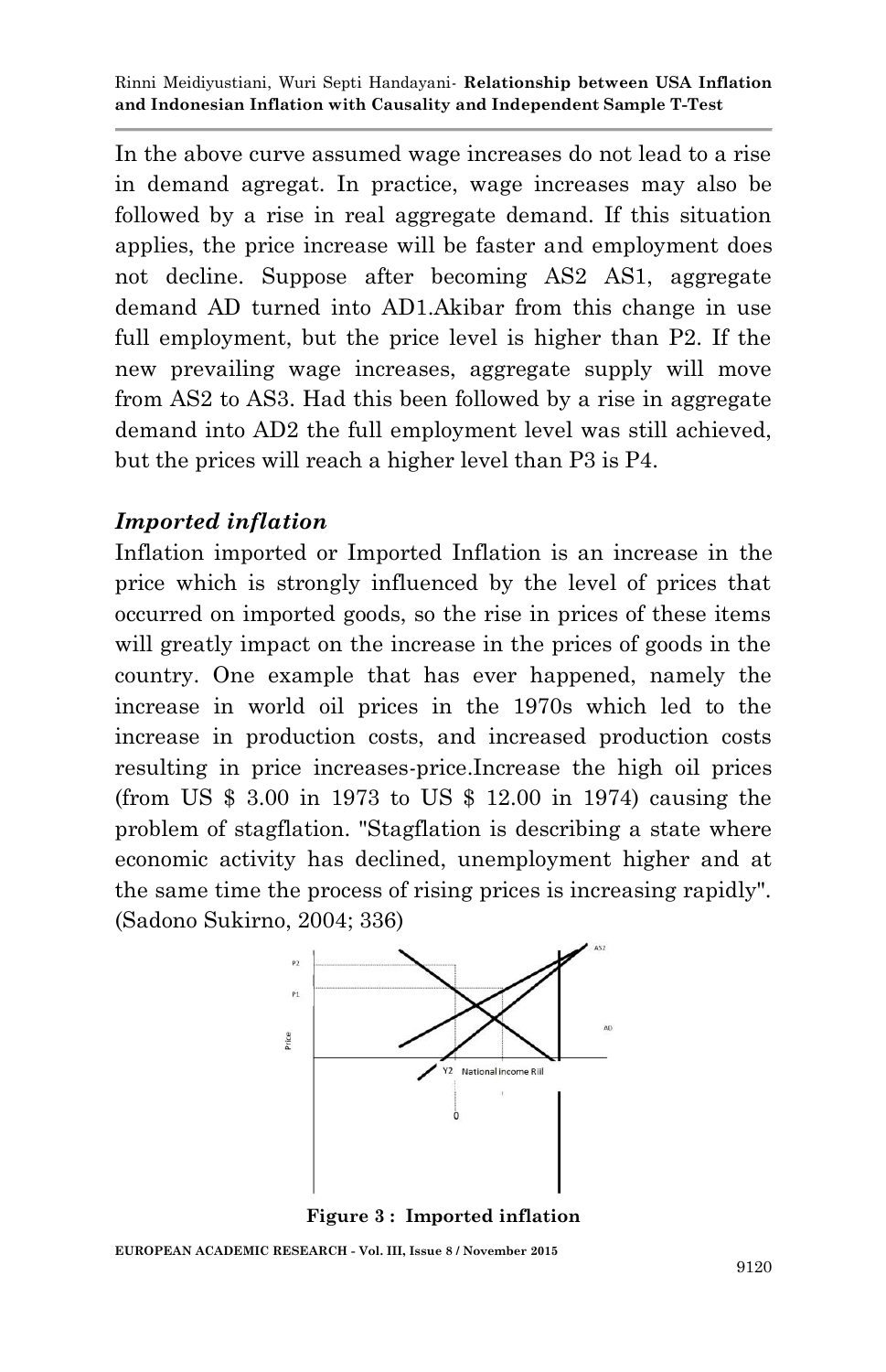In the above curve assumed wage increases do not lead to a rise in demand agregat. In practice, wage increases may also be followed by a rise in real aggregate demand. If this situation applies, the price increase will be faster and employment does not decline. Suppose after becoming AS2 AS1, aggregate demand AD turned into AD1.Akibar from this change in use full employment, but the price level is higher than P2. If the new prevailing wage increases, aggregate supply will move from AS2 to AS3. Had this been followed by a rise in aggregate demand into AD2 the full employment level was still achieved, but the prices will reach a higher level than P3 is P4.

### *Imported inflation*

Inflation imported or Imported Inflation is an increase in the price which is strongly influenced by the level of prices that occurred on imported goods, so the rise in prices of these items will greatly impact on the increase in the prices of goods in the country. One example that has ever happened, namely the increase in world oil prices in the 1970s which led to the increase in production costs, and increased production costs resulting in price increases-price.Increase the high oil prices (from US $ 3.00 in 1973 to US $ 12.00 in 1974) causing the problem of stagflation. "Stagflation is describing a state where economic activity has declined, unemployment higher and at the same time the process of rising prices is increasing rapidly". (Sadono Sukirno, 2004; 336)

**Figure 3 : Imported inflation**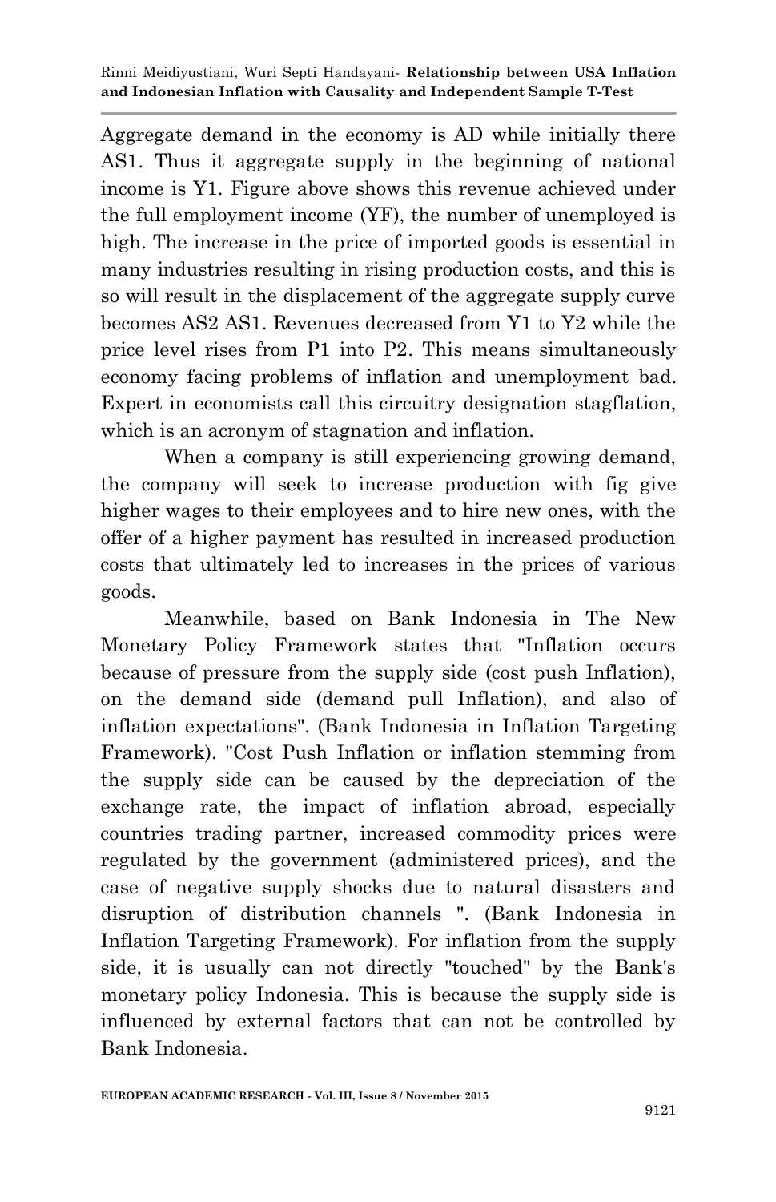Aggregate demand in the economy is AD while initially there AS1. Thus it aggregate supply in the beginning of national income is Y1. Figure above shows this revenue achieved under the full employment income (YF), the number of unemployed is high. The increase in the price of imported goods is essential in many industries resulting in rising production costs, and this is so will result in the displacement of the aggregate supply curve becomes AS2 AS1. Revenues decreased from Y1 to Y2 while the price level rises from P1 into P2. This means simultaneously economy facing problems of inflation and unemployment bad. Expert in economists call this circuitry designation stagflation, which is an acronym of stagnation and inflation.

When a company is still experiencing growing demand, the company will seek to increase production with fig give higher wages to their employees and to hire new ones, with the offer of a higher payment has resulted in increased production costs that ultimately led to increases in the prices of various goods.

Meanwhile, based on Bank Indonesia in The New Monetary Policy Framework states that "Inflation occurs because of pressure from the supply side (cost push Inflation), on the demand side (demand pull Inflation), and also of inflation expectations". (Bank Indonesia in Inflation Targeting Framework). "Cost Push Inflation or inflation stemming from the supply side can be caused by the depreciation of the exchange rate, the impact of inflation abroad, especially countries trading partner, increased commodity prices were regulated by the government (administered prices), and the case of negative supply shocks due to natural disasters and disruption of distribution channels ". (Bank Indonesia in Inflation Targeting Framework). For inflation from the supply side, it is usually can not directly "touched" by the Bank's monetary policy Indonesia. This is because the supply side is influenced by external factors that can not be controlled by Bank Indonesia.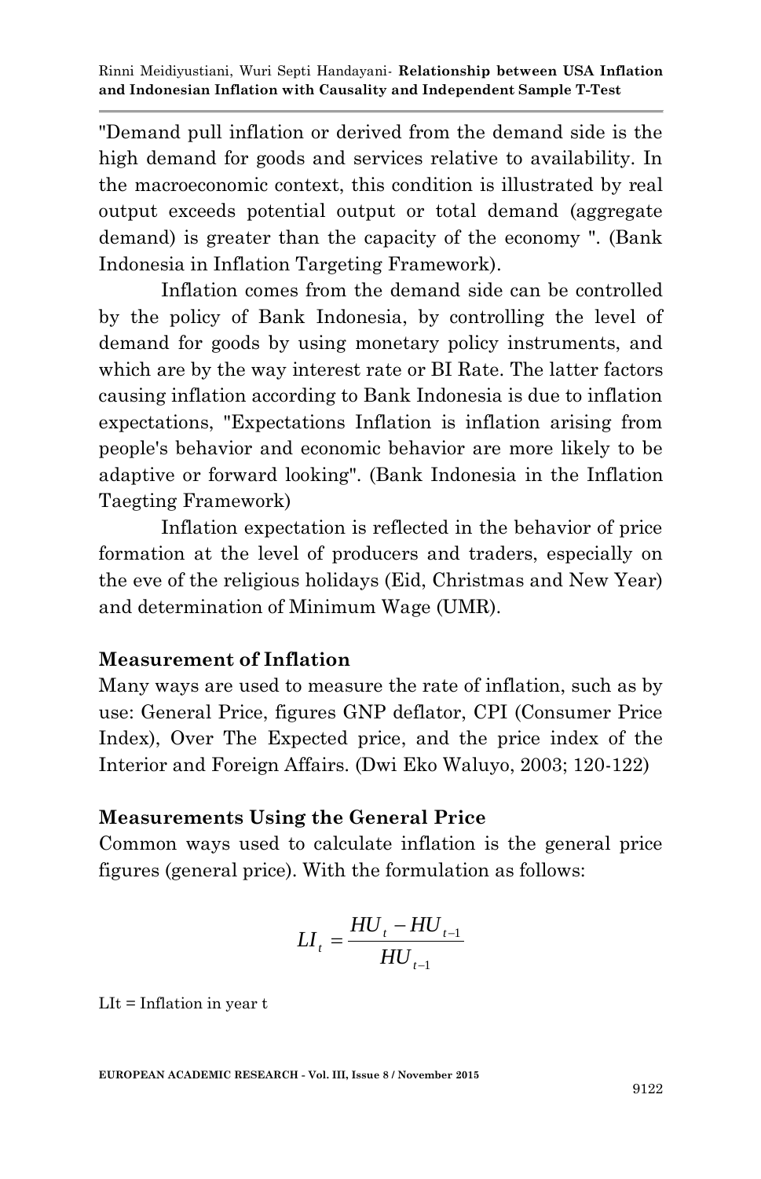"Demand pull inflation or derived from the demand side is the high demand for goods and services relative to availability. In the macroeconomic context, this condition is illustrated by real output exceeds potential output or total demand (aggregate demand) is greater than the capacity of the economy ". (Bank Indonesia in Inflation Targeting Framework).

Inflation comes from the demand side can be controlled by the policy of Bank Indonesia, by controlling the level of demand for goods by using monetary policy instruments, and which are by the way interest rate or BI Rate. The latter factors causing inflation according to Bank Indonesia is due to inflation expectations, "Expectations Inflation is inflation arising from people's behavior and economic behavior are more likely to be adaptive or forward looking". (Bank Indonesia in the Inflation Taegting Framework)

Inflation expectation is reflected in the behavior of price formation at the level of producers and traders, especially on the eve of the religious holidays (Eid, Christmas and New Year) and determination of Minimum Wage (UMR).

## Measurement of Inflation

Many ways are used to measure the rate of inflation, such as by use: General Price, figures GNP deflator, CPI (Consumer Price Index), Over The Expected price, and the price index of the Interior and Foreign Affairs. (Dwi Eko Waluyo, 2003; 120-122)

## Measurements Using the General Price

Common ways used to calculate inflation is the general price figures (general price). With the formulation as follows:

$$LI_t = \frac{HU_t - HU_{t-1}}{HU_{t-1}}$$

LIt = Inflation in year t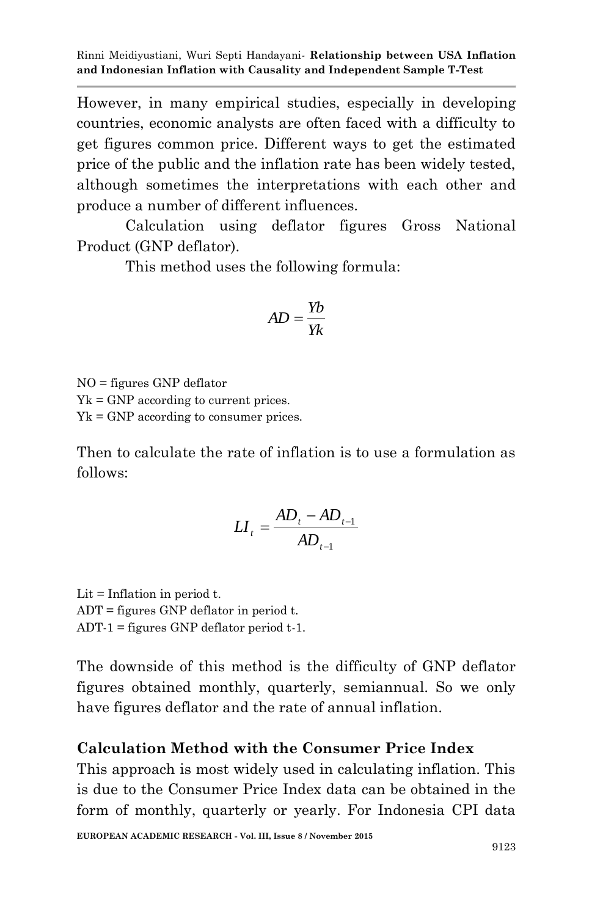However, in many empirical studies, especially in developing countries, economic analysts are often faced with a difficulty to get figures common price. Different ways to get the estimated price of the public and the inflation rate has been widely tested, although sometimes the interpretations with each other and produce a number of different influences.

Calculation using deflator figures Gross National Product (GNP deflator).

This method uses the following formula:

$$AD = \frac{Yb}{Yk}$$

NO = figures GNP deflator
Yk = GNP according to current prices.
Yk = GNP according to consumer prices.

Then to calculate the rate of inflation is to use a formulation as follows:

$$LI_t = \frac{AD_t - AD_{t-1}}{AD_{t-1}}$$

Lit = Inflation in period t.
ADT = figures GNP deflator in period t.
ADT-1 = figures GNP deflator period t-1.

The downside of this method is the difficulty of GNP deflator figures obtained monthly, quarterly, semiannual. So we only have figures deflator and the rate of annual inflation.

**Calculation Method with the Consumer Price Index**

This approach is most widely used in calculating inflation. This is due to the Consumer Price Index data can be obtained in the form of monthly, quarterly or yearly. For Indonesia CPI data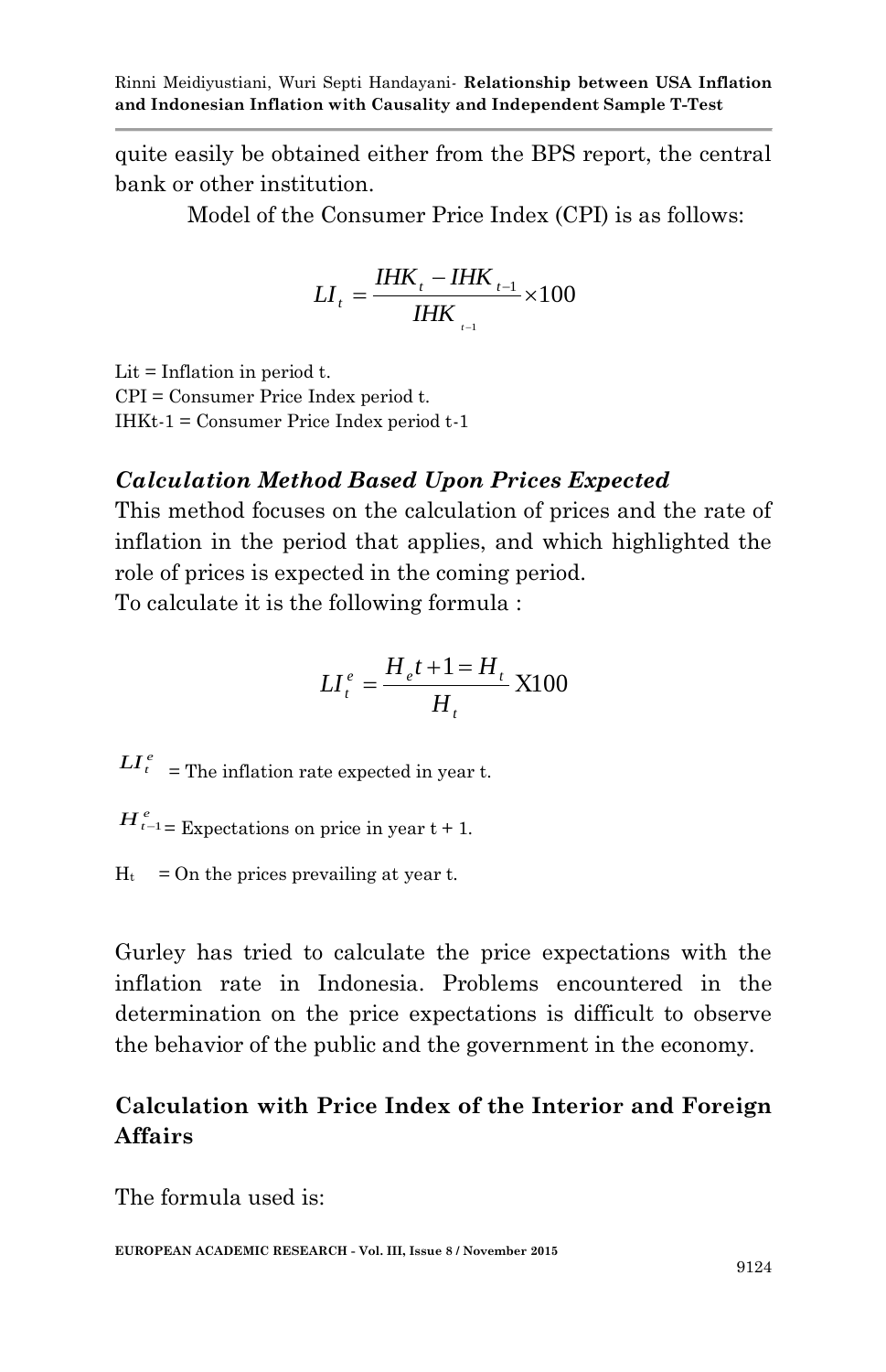quite easily be obtained either from the BPS report, the central bank or other institution.

Model of the Consumer Price Index (CPI) is as follows:

$$LI_t = \frac{IHK_t - IHK_{t-1}}{IHK_{t-1}} \times 100$$

Lit = Inflation in period t.
CPI = Consumer Price Index period t.
IHKt-1 = Consumer Price Index period t-1

### *Calculation Method Based Upon Prices Expected*

This method focuses on the calculation of prices and the rate of inflation in the period that applies, and which highlighted the role of prices is expected in the coming period.
To calculate it is the following formula :

$$LI_t^e = \frac{H_e t + 1 = H_t}{H_t} \text{X}100$$

$LI_t^e$ = The inflation rate expected in year t.

$H_{t-1}^e$ = Expectations on price in year t + 1.

$H_t$ = On the prices prevailing at year t.

Gurley has tried to calculate the price expectations with the inflation rate in Indonesia. Problems encountered in the determination on the price expectations is difficult to observe the behavior of the public and the government in the economy.

### Calculation with Price Index of the Interior and Foreign Affairs

The formula used is: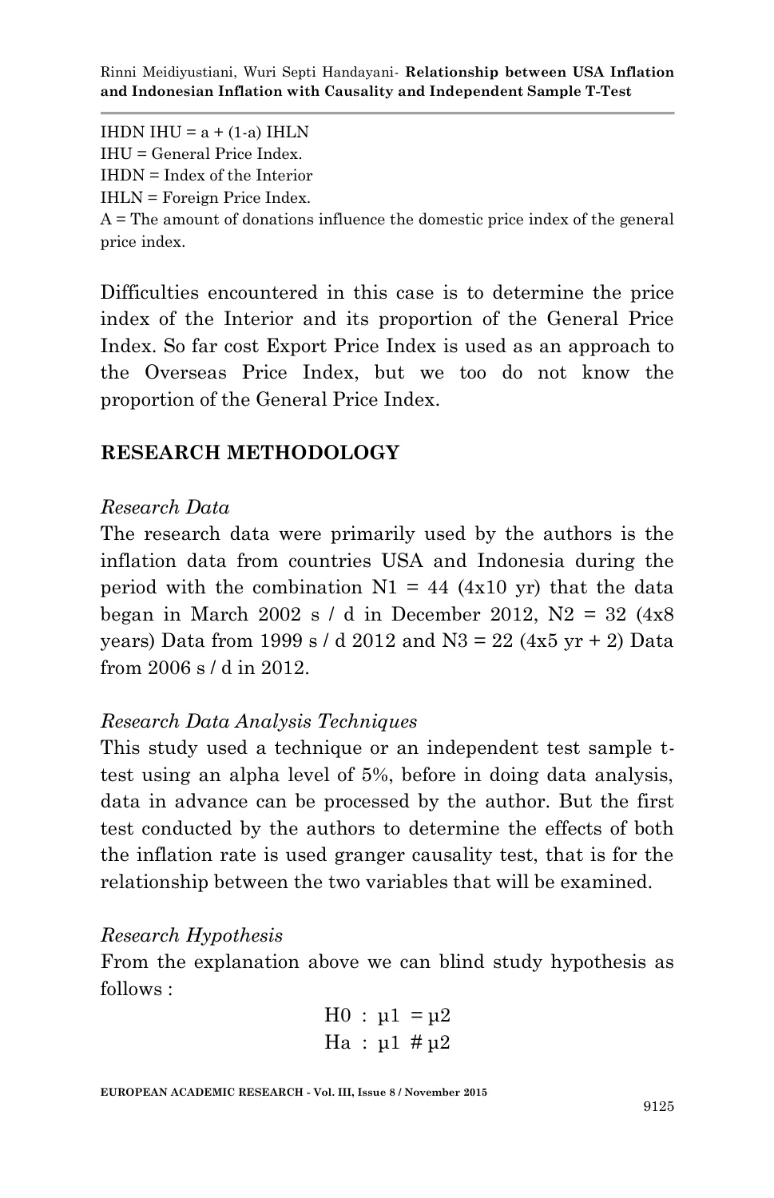IHDN IHU = a + (1-a) IHLN
IHU = General Price Index.
IHDN = Index of the Interior
IHLN = Foreign Price Index.
A = The amount of donations influence the domestic price index of the general price index.

Difficulties encountered in this case is to determine the price index of the Interior and its proportion of the General Price Index. So far cost Export Price Index is used as an approach to the Overseas Price Index, but we too do not know the proportion of the General Price Index.

## RESEARCH METHODOLOGY

*Research Data*

The research data were primarily used by the authors is the inflation data from countries USA and Indonesia during the period with the combination N1 = 44 (4x10 yr) that the data began in March 2002 s / d in December 2012, N2 = 32 (4x8 years) Data from 1999 s / d 2012 and N3 = 22 (4x5 yr + 2) Data from 2006 s / d in 2012.

*Research Data Analysis Techniques*

This study used a technique or an independent test sample t-test using an alpha level of 5%, before in doing data analysis, data in advance can be processed by the author. But the first test conducted by the authors to determine the effects of both the inflation rate is used granger causality test, that is for the relationship between the two variables that will be examined.

*Research Hypothesis*

From the explanation above we can blind study hypothesis as follows :

H0 : µ1 = µ2
Ha : µ1 # µ2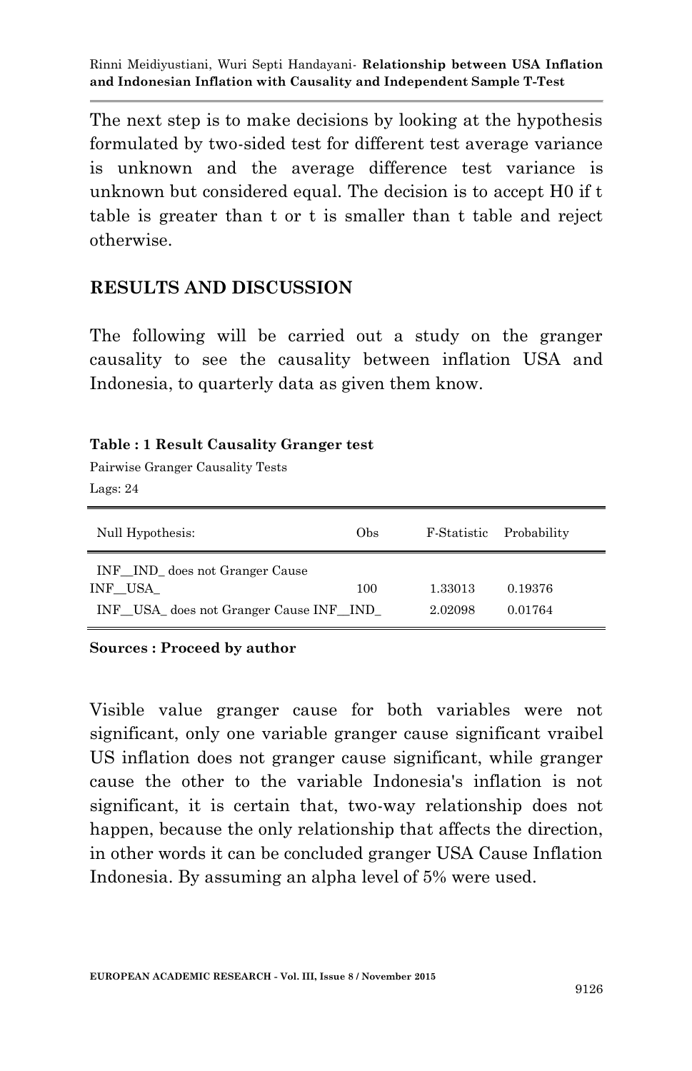The next step is to make decisions by looking at the hypothesis formulated by two-sided test for different test average variance is unknown and the average difference test variance is unknown but considered equal. The decision is to accept H0 if t table is greater than t or t is smaller than t table and reject otherwise.

## RESULTS AND DISCUSSION

The following will be carried out a study on the granger causality to see the causality between inflation USA and Indonesia, to quarterly data as given them know.

**Table : 1 Result Causality Granger test**

Pairwise Granger Causality Tests

Lags: 24

| Null Hypothesis: | Obs | F-Statistic | Probability |
|---|---|---|---|
| INF__IND_ does not Granger Cause INF__USA_ | 100 | 1.33013 | 0.19376 |
| INF__USA_ does not Granger Cause INF__IND_ | | 2.02098 | 0.01764 |

**Sources : Proceed by author**

Visible value granger cause for both variables were not significant, only one variable granger cause significant vraibel US inflation does not granger cause significant, while granger cause the other to the variable Indonesia's inflation is not significant, it is certain that, two-way relationship does not happen, because the only relationship that affects the direction, in other words it can be concluded granger USA Cause Inflation Indonesia. By assuming an alpha level of 5% were used.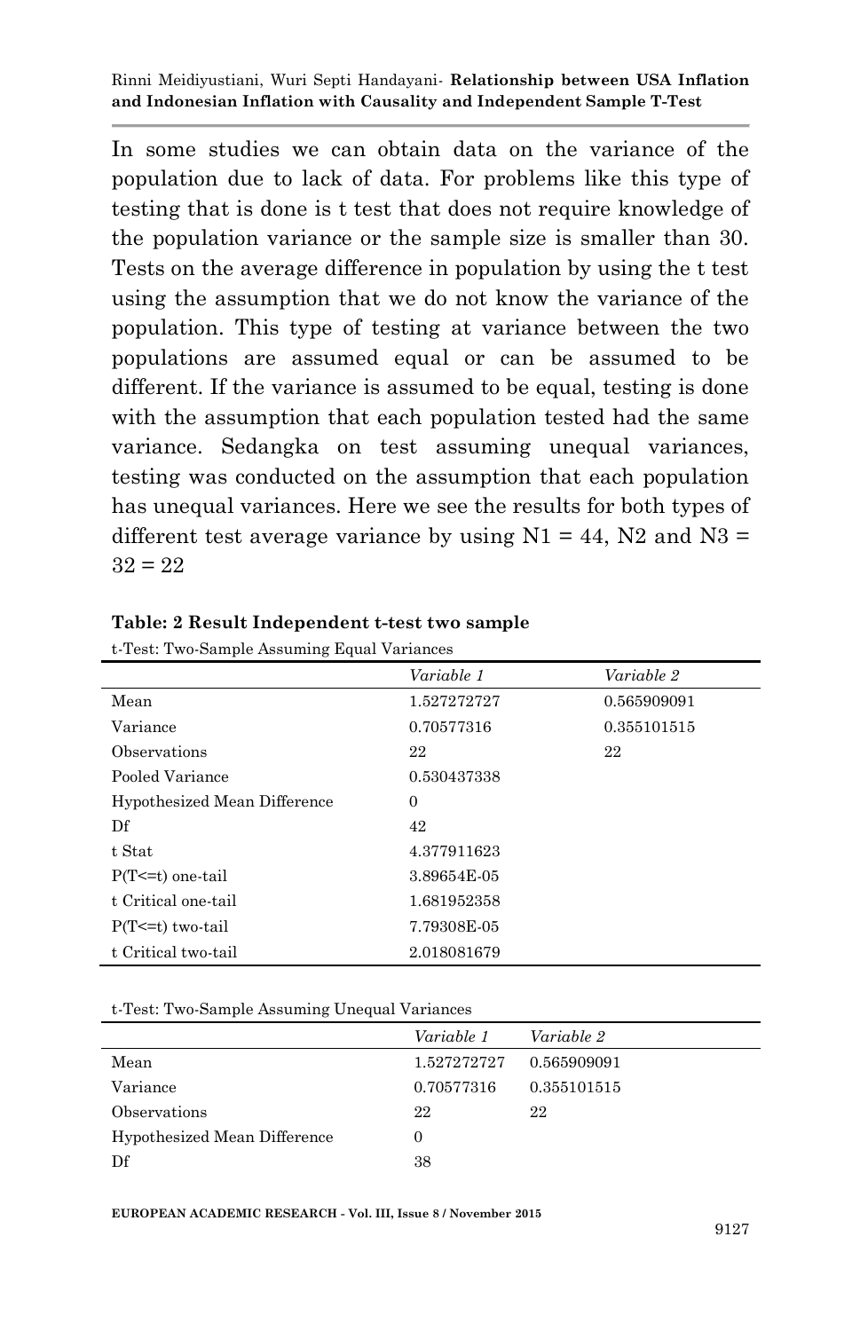In some studies we can obtain data on the variance of the population due to lack of data. For problems like this type of testing that is done is t test that does not require knowledge of the population variance or the sample size is smaller than 30. Tests on the average difference in population by using the t test using the assumption that we do not know the variance of the population. This type of testing at variance between the two populations are assumed equal or can be assumed to be different. If the variance is assumed to be equal, testing is done with the assumption that each population tested had the same variance. Sedangka on test assuming unequal variances, testing was conducted on the assumption that each population has unequal variances. Here we see the results for both types of different test average variance by using N1 = 44, N2 and N3 = 32 = 22

**Table: 2 Result Independent t-test two sample**

t-Test: Two-Sample Assuming Equal Variances

| | *Variable 1* | *Variable 2* |
|---|---|---|
| Mean | 1.527272727 | 0.565909091 |
| Variance | 0.70577316 | 0.355101515 |
| Observations | 22 | 22 |
| Pooled Variance | 0.530437338 | |
| Hypothesized Mean Difference | 0 | |
| Df | 42 | |
| t Stat | 4.377911623 | |
| P(T<=t) one-tail | 3.89654E-05 | |
| t Critical one-tail | 1.681952358 | |
| P(T<=t) two-tail | 7.79308E-05 | |
| t Critical two-tail | 2.018081679 | |

t-Test: Two-Sample Assuming Unequal Variances

| | *Variable 1* | *Variable 2* |
|---|---|---|
| Mean | 1.527272727 | 0.565909091 |
| Variance | 0.70577316 | 0.355101515 |
| Observations | 22 | 22 |
| Hypothesized Mean Difference | 0 | |
| Df | 38 | |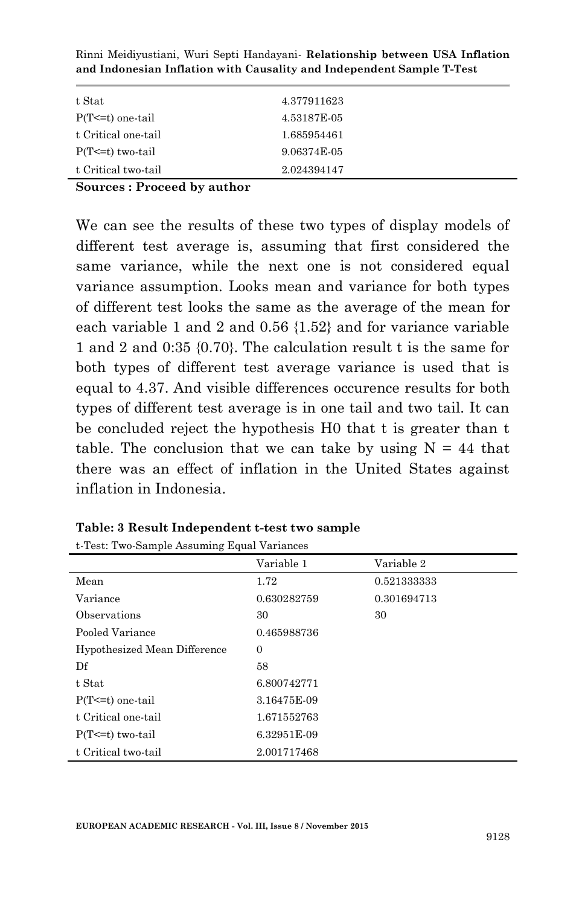| | |
|---|---|
| t Stat | 4.377911623 |
| P(T<=t) one-tail | 4.53187E-05 |
| t Critical one-tail | 1.685954461 |
| P(T<=t) two-tail | 9.06374E-05 |
| t Critical two-tail | 2.024394147 |

**Sources : Proceed by author**

We can see the results of these two types of display models of different test average is, assuming that first considered the same variance, while the next one is not considered equal variance assumption. Looks mean and variance for both types of different test looks the same as the average of the mean for each variable 1 and 2 and 0.56 {1.52} and for variance variable 1 and 2 and 0:35 {0.70}. The calculation result t is the same for both types of different test average variance is used that is equal to 4.37. And visible differences occurence results for both types of different test average is in one tail and two tail. It can be concluded reject the hypothesis H0 that t is greater than t table. The conclusion that we can take by using N = 44 that there was an effect of inflation in the United States against inflation in Indonesia.

**Table: 3 Result Independent t-test two sample**

t-Test: Two-Sample Assuming Equal Variances

| | Variable 1 | Variable 2 |
|---|---|---|
| Mean | 1.72 | 0.521333333 |
| Variance | 0.630282759 | 0.301694713 |
| Observations | 30 | 30 |
| Pooled Variance | 0.465988736 | |
| Hypothesized Mean Difference | 0 | |
| Df | 58 | |
| t Stat | 6.800742771 | |
| P(T<=t) one-tail | 3.16475E-09 | |
| t Critical one-tail | 1.671552763 | |
| P(T<=t) two-tail | 6.32951E-09 | |
| t Critical two-tail | 2.001717468 | |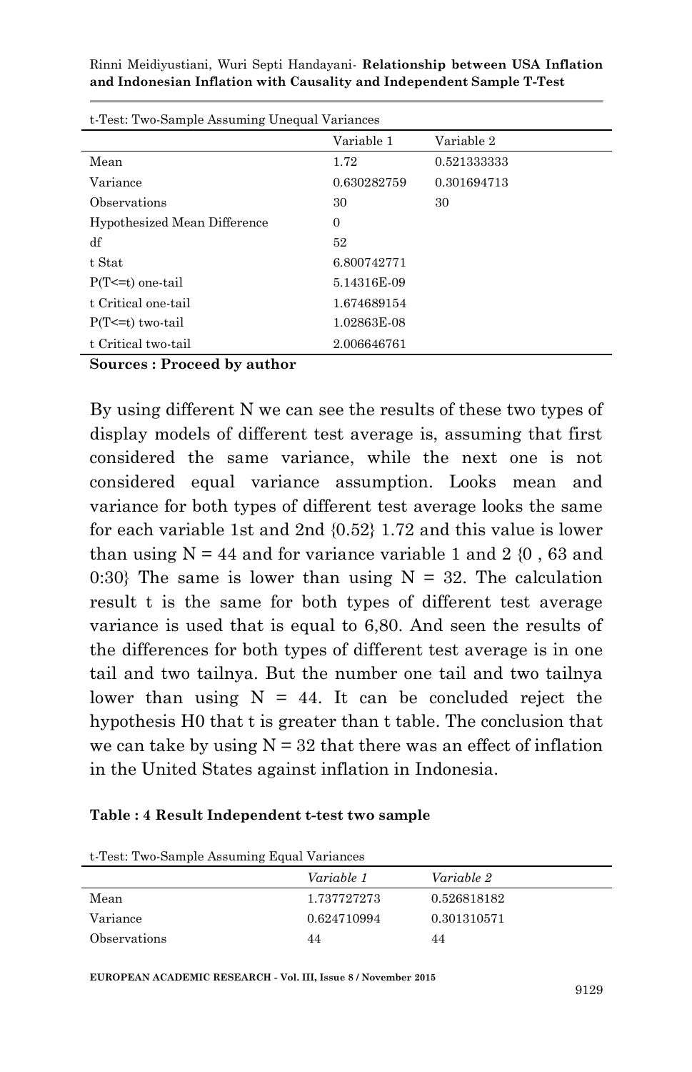t-Test: Two-Sample Assuming Unequal Variances

| | Variable 1 | Variable 2 |
|---|---|---|
| Mean | 1.72 | 0.521333333 |
| Variance | 0.630282759 | 0.301694713 |
| Observations | 30 | 30 |
| Hypothesized Mean Difference | 0 | |
| df | 52 | |
| t Stat | 6.800742771 | |
| P(T<=t) one-tail | 5.14316E-09 | |
| t Critical one-tail | 1.674689154 | |
| P(T<=t) two-tail | 1.02863E-08 | |
| t Critical two-tail | 2.006646761 | |

**Sources : Proceed by author**

By using different N we can see the results of these two types of display models of different test average is, assuming that first considered the same variance, while the next one is not considered equal variance assumption. Looks mean and variance for both types of different test average looks the same for each variable 1st and 2nd {0.52} 1.72 and this value is lower than using N = 44 and for variance variable 1 and 2 {0 , 63 and 0:30} The same is lower than using N = 32. The calculation result t is the same for both types of different test average variance is used that is equal to 6,80. And seen the results of the differences for both types of different test average is in one tail and two tailnya. But the number one tail and two tailnya lower than using N = 44. It can be concluded reject the hypothesis H0 that t is greater than t table. The conclusion that we can take by using N = 32 that there was an effect of inflation in the United States against inflation in Indonesia.

**Table : 4 Result Independent t-test two sample**

t-Test: Two-Sample Assuming Equal Variances

| | *Variable 1* | *Variable 2* |
|---|---|---|
| Mean | 1.737727273 | 0.526818182 |
| Variance | 0.624710994 | 0.301310571 |
| Observations | 44 | 44 |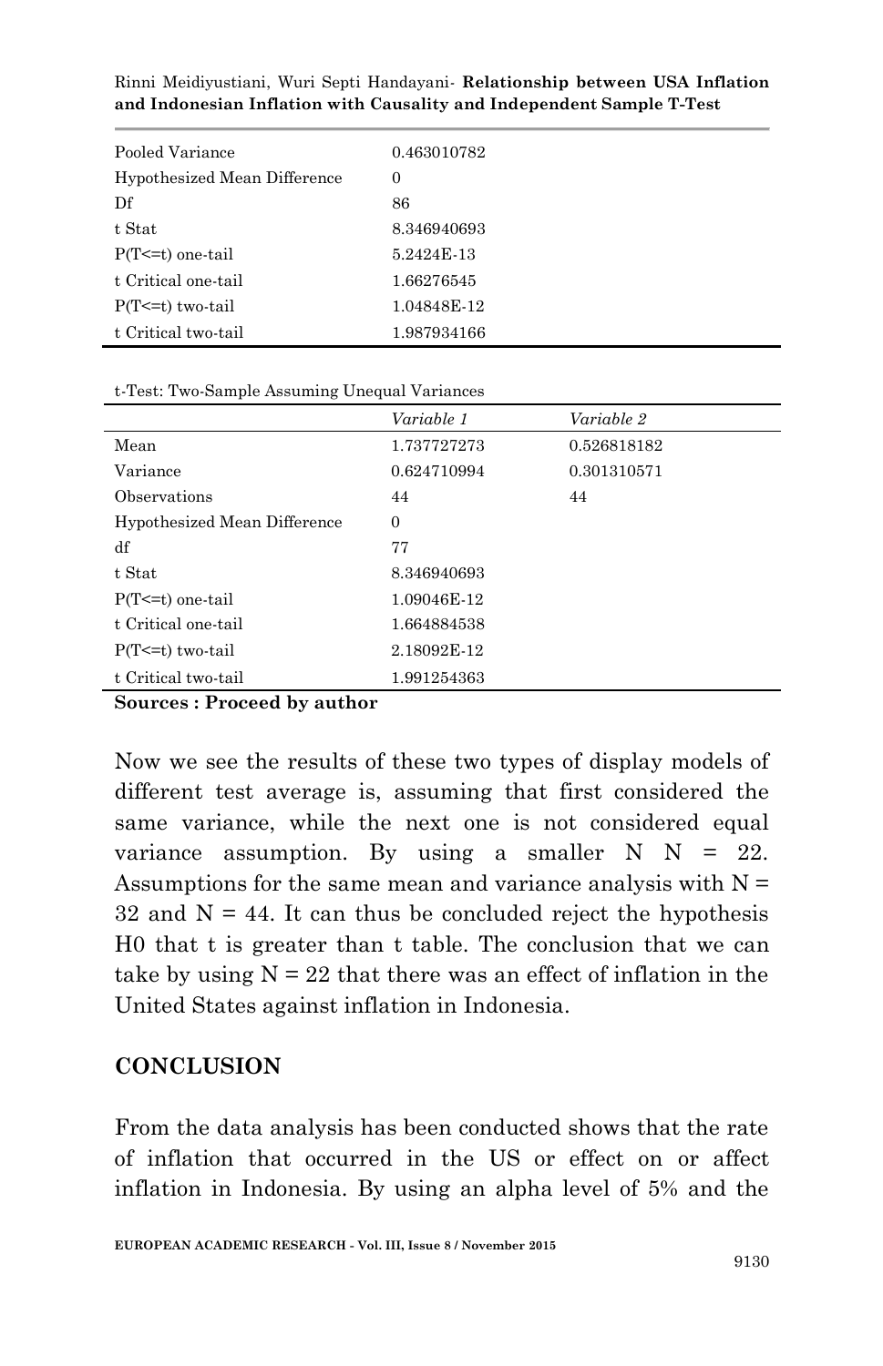| | |
|---|---|
| Pooled Variance | 0.463010782 |
| Hypothesized Mean Difference | 0 |
| Df | 86 |
| t Stat | 8.346940693 |
| P(T<=t) one-tail | 5.2424E-13 |
| t Critical one-tail | 1.66276545 |
| P(T<=t) two-tail | 1.04848E-12 |
| t Critical two-tail | 1.987934166 |

t-Test: Two-Sample Assuming Unequal Variances

| | *Variable 1* | *Variable 2* |
|---|---|---|
| Mean | 1.737727273 | 0.526818182 |
| Variance | 0.624710994 | 0.301310571 |
| Observations | 44 | 44 |
| Hypothesized Mean Difference | 0 | |
| df | 77 | |
| t Stat | 8.346940693 | |
| P(T<=t) one-tail | 1.09046E-12 | |
| t Critical one-tail | 1.664884538 | |
| P(T<=t) two-tail | 2.18092E-12 | |
| t Critical two-tail | 1.991254363 | |

**Sources : Proceed by author**

Now we see the results of these two types of display models of different test average is, assuming that first considered the same variance, while the next one is not considered equal variance assumption. By using a smaller N N = 22. Assumptions for the same mean and variance analysis with N = 32 and N = 44. It can thus be concluded reject the hypothesis H0 that t is greater than t table. The conclusion that we can take by using N = 22 that there was an effect of inflation in the United States against inflation in Indonesia.

## CONCLUSION

From the data analysis has been conducted shows that the rate of inflation that occurred in the US or effect on or affect inflation in Indonesia. By using an alpha level of 5% and the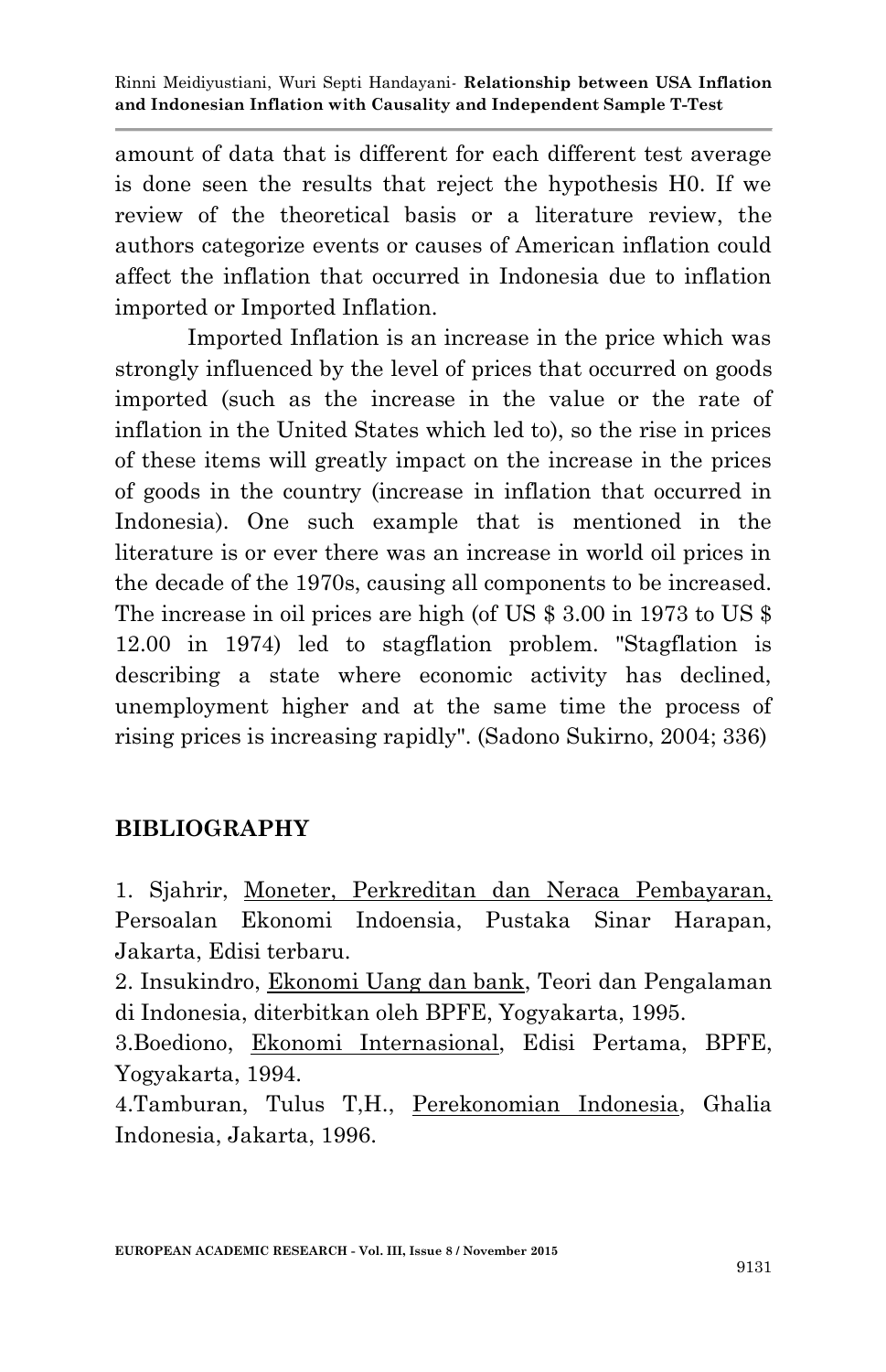amount of data that is different for each different test average is done seen the results that reject the hypothesis H0. If we review of the theoretical basis or a literature review, the authors categorize events or causes of American inflation could affect the inflation that occurred in Indonesia due to inflation imported or Imported Inflation.

Imported Inflation is an increase in the price which was strongly influenced by the level of prices that occurred on goods imported (such as the increase in the value or the rate of inflation in the United States which led to), so the rise in prices of these items will greatly impact on the increase in the prices of goods in the country (increase in inflation that occurred in Indonesia). One such example that is mentioned in the literature is or ever there was an increase in world oil prices in the decade of the 1970s, causing all components to be increased. The increase in oil prices are high (of US $ 3.00 in 1973 to US $ 12.00 in 1974) led to stagflation problem. "Stagflation is describing a state where economic activity has declined, unemployment higher and at the same time the process of rising prices is increasing rapidly". (Sadono Sukirno, 2004; 336)

## BIBLIOGRAPHY

1. Sjahrir, Moneter, Perkreditan dan Neraca Pembayaran, Persoalan Ekonomi Indoensia, Pustaka Sinar Harapan, Jakarta, Edisi terbaru.
2. Insukindro, Ekonomi Uang dan bank, Teori dan Pengalaman di Indonesia, diterbitkan oleh BPFE, Yogyakarta, 1995.
3. Boediono, Ekonomi Internasional, Edisi Pertama, BPFE, Yogyakarta, 1994.
4. Tamburan, Tulus T,H., Perekonomian Indonesia, Ghalia Indonesia, Jakarta, 1996.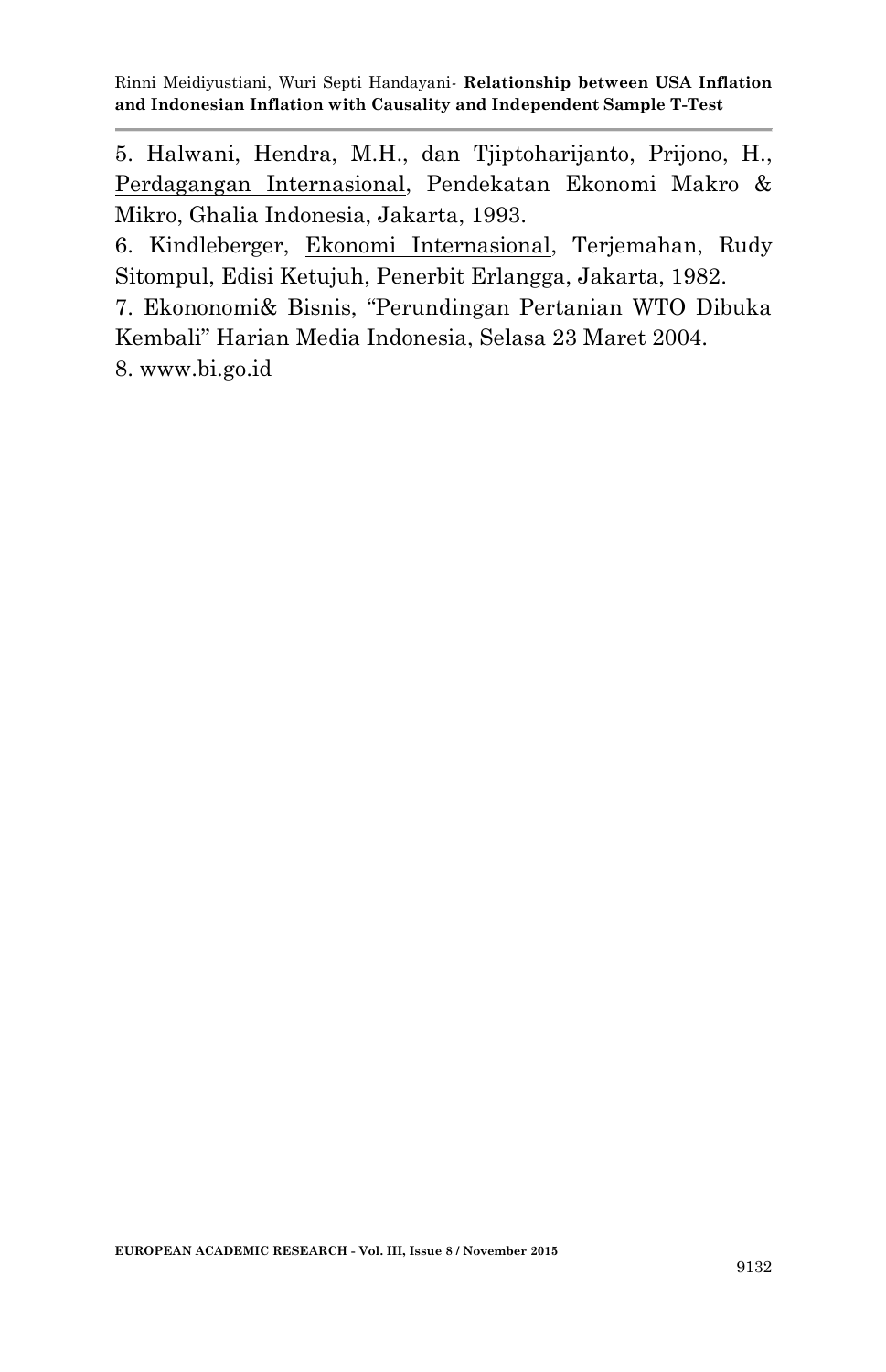5. Halwani, Hendra, M.H., dan Tjiptoharijanto, Prijono, H., Perdagangan Internasional, Pendekatan Ekonomi Makro & Mikro, Ghalia Indonesia, Jakarta, 1993.

6. Kindleberger, Ekonomi Internasional, Terjemahan, Rudy Sitompul, Edisi Ketujuh, Penerbit Erlangga, Jakarta, 1982.

7. Ekononomi& Bisnis, "Perundingan Pertanian WTO Dibuka Kembali" Harian Media Indonesia, Selasa 23 Maret 2004.

8. www.bi.go.id